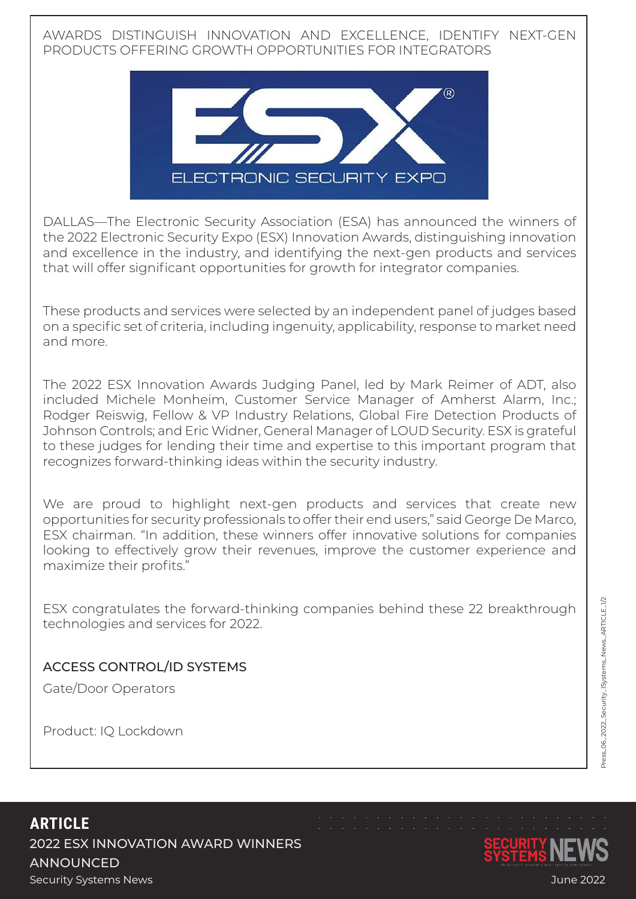AWARDS DISTINGUISH INNOVATION AND EXCELLENCE, IDENTIFY NEXT-GEN PRODUCTS OFFERING GROWTH OPPORTUNITIES FOR INTEGRATORS

DALLAS—The Electronic Security Association (ESA) has announced the winners of the 2022 Electronic Security Expo (ESX) Innovation Awards, distinguishing innovation and excellence in the industry, and identifying the next-gen products and services that will offer significant opportunities for growth for integrator companies.

These products and services were selected by an independent panel of judges based on a specific set of criteria, including ingenuity, applicability, response to market need and more.

The 2022 ESX Innovation Awards Judging Panel, led by Mark Reimer of ADT, also included Michele Monheim, Customer Service Manager of Amherst Alarm, Inc.; Rodger Reiswig, Fellow & VP Industry Relations, Global Fire Detection Products of Johnson Controls; and Eric Widner, General Manager of LOUD Security. ESX is grateful to these judges for lending their time and expertise to this important program that recognizes forward-thinking ideas within the security industry.

We are proud to highlight next-gen products and services that create new opportunities for security professionals to offer their end users," said George De Marco, ESX chairman. "In addition, these winners offer innovative solutions for companies looking to effectively grow their revenues, improve the customer experience and maximize their profits."

ESX congratulates the forward-thinking companies behind these 22 breakthrough technologies and services for 2022.

## ACCESS CONTROL/ID SYSTEMS

Gate/Door Operators

Product: IQ Lockdown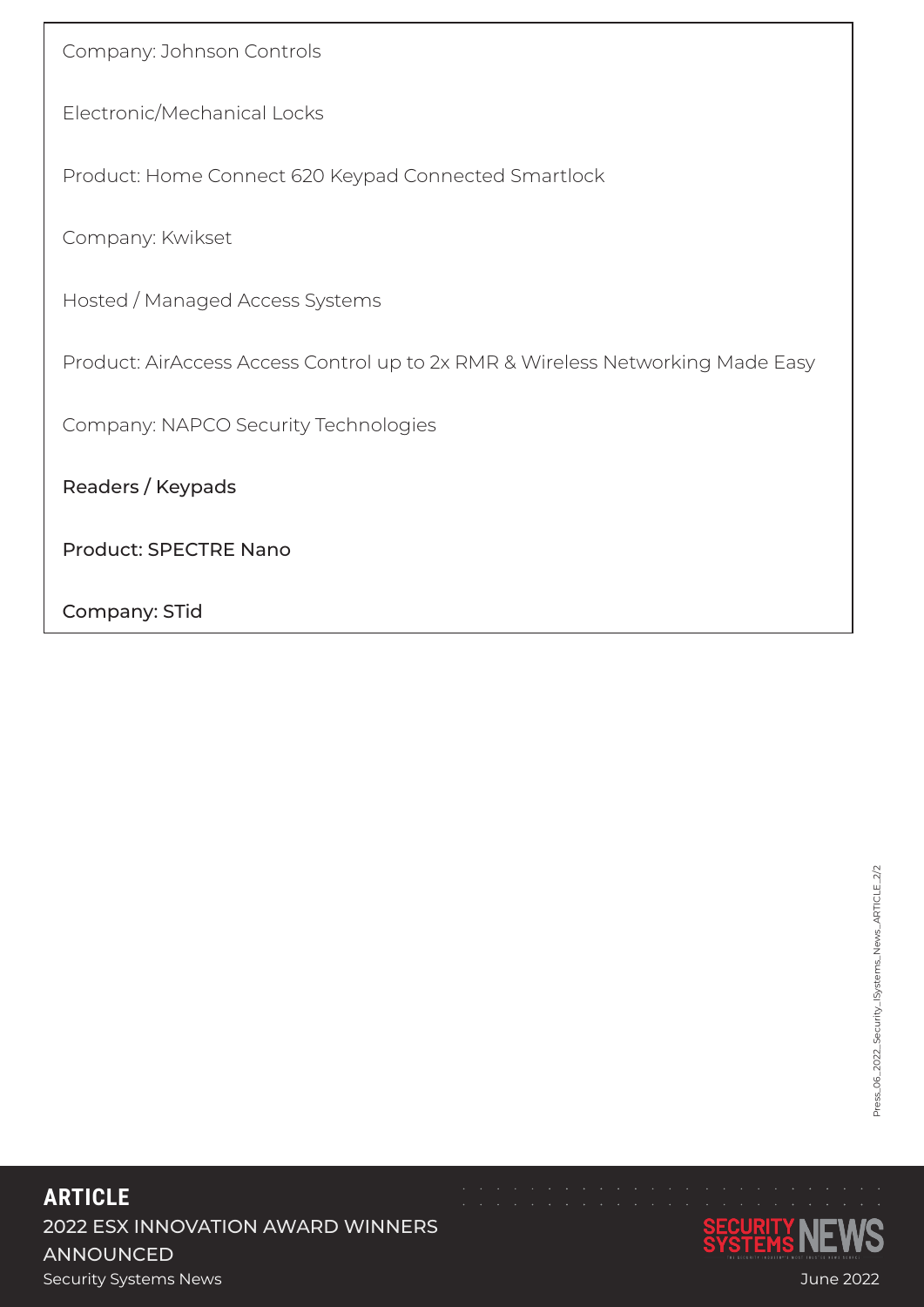Company: Johnson Controls

Electronic/Mechanical Locks

Product: Home Connect 620 Keypad Connected Smartlock

Company: Kwikset

Hosted / Managed Access Systems

Product: AirAccess Access Control up to 2x RMR & Wireless Networking Made Easy

Company: NAPCO Security Technologies

Readers / Keypads

Product: SPECTRE Nano

Company: STid